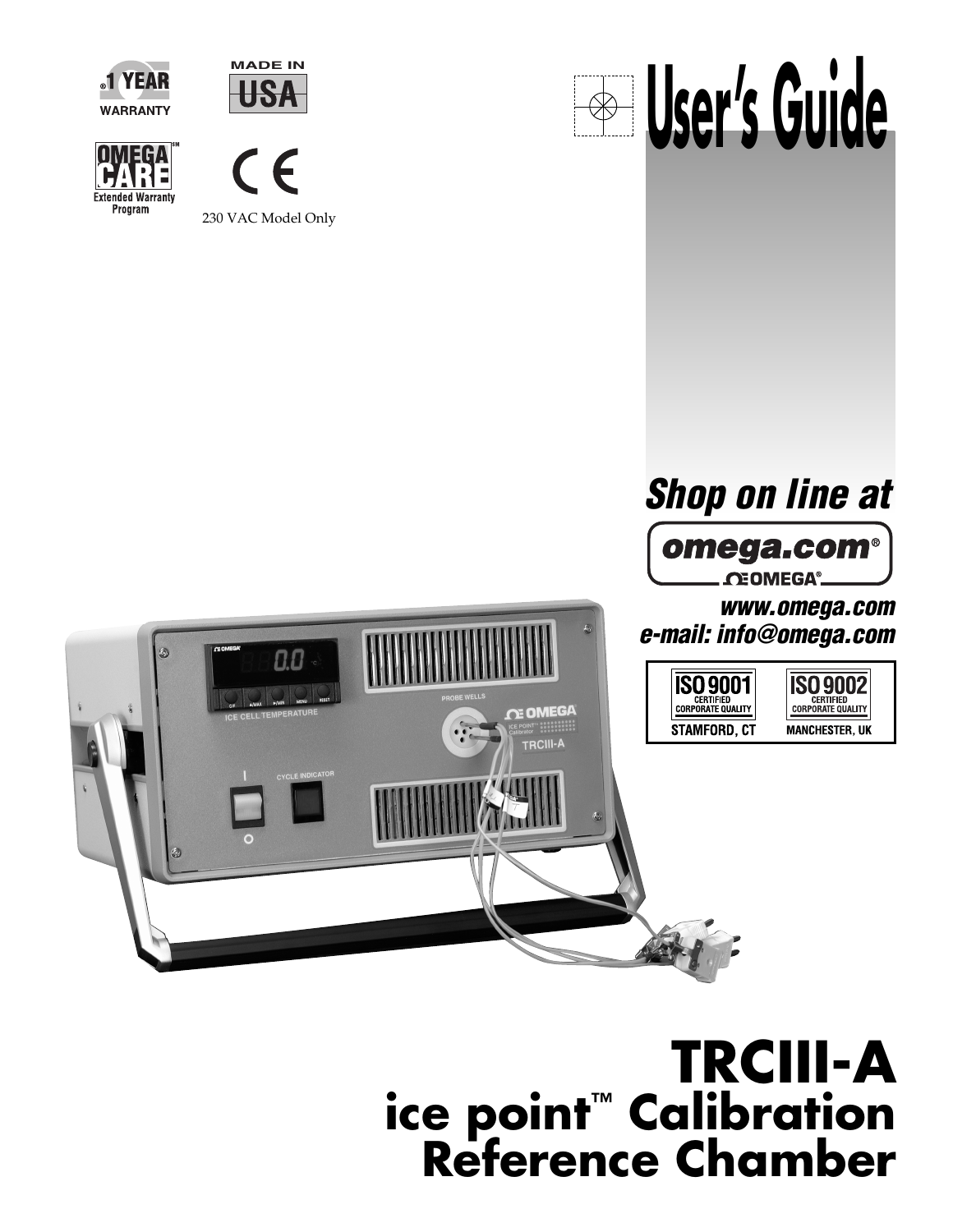1 YEAR WARRANTY

MADE IN USA

OMEGA CARE Extended Warranty Program

CE

230 VAC Model Only

# User's Guide

*Shop on line at*

**omega.com®**

OMEGA®

*www.omega.com*

*e-mail: info@omega.com*

ISO 9001 CERTIFIED CORPORATE QUALITY STAMFORD, CT

ISO 9002 CERTIFIED CORPORATE QUALITY MANCHESTER, UK

# TRCIII-A

## ice point™ Calibration Reference Chamber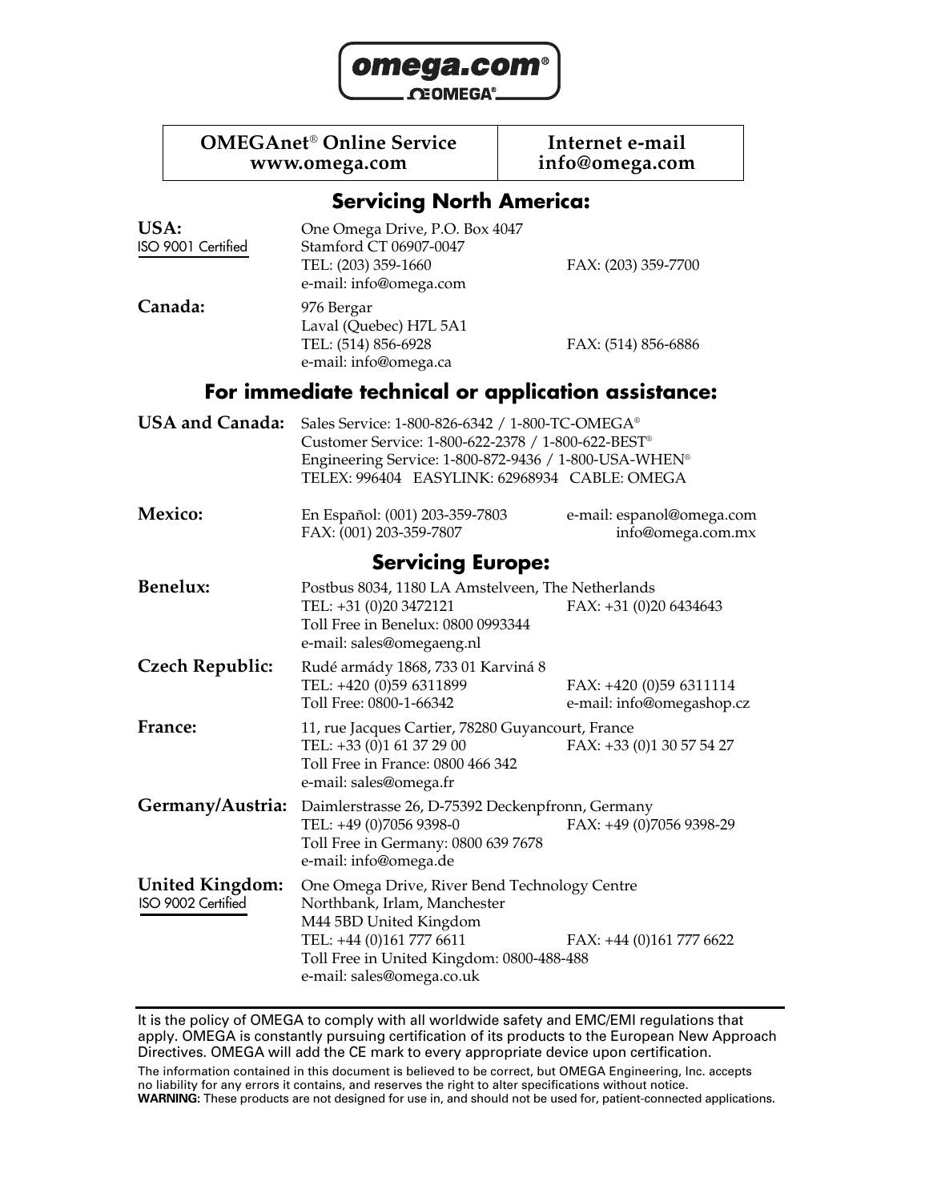omega.com®

OMEGA®

| OMEGAnet® Online Service www.omega.com | Internet e-mail info@omega.com |
|---|---|

## Servicing North America:

**USA:**
ISO 9001 Certified

One Omega Drive, P.O. Box 4047
Stamford CT 06907-0047
TEL: (203) 359-1660 FAX: (203) 359-7700
e-mail: info@omega.com

**Canada:**

976 Bergar
Laval (Quebec) H7L 5A1
TEL: (514) 856-6928 FAX: (514) 856-6886
e-mail: info@omega.ca

## For immediate technical or application assistance:

**USA and Canada:**

Sales Service: 1-800-826-6342 / 1-800-TC-OMEGA®
Customer Service: 1-800-622-2378 / 1-800-622-BEST®
Engineering Service: 1-800-872-9436 / 1-800-USA-WHEN®
TELEX: 996404 EASYLINK: 62968934 CABLE: OMEGA

**Mexico:**

En Español: (001) 203-359-7803 e-mail: espanol@omega.com
FAX: (001) 203-359-7807 info@omega.com.mx

## Servicing Europe:

**Benelux:**

Postbus 8034, 1180 LA Amstelveen, The Netherlands
TEL: +31 (0)20 3472121 FAX: +31 (0)20 6434643
Toll Free in Benelux: 0800 0993344
e-mail: sales@omegaeng.nl

**Czech Republic:**

Rudé armády 1868, 733 01 Karviná 8
TEL: +420 (0)59 6311899 FAX: +420 (0)59 6311114
Toll Free: 0800-1-66342 e-mail: info@omegashop.cz

**France:**

11, rue Jacques Cartier, 78280 Guyancourt, France
TEL: +33 (0)1 61 37 29 00 FAX: +33 (0)1 30 57 54 27
Toll Free in France: 0800 466 342
e-mail: sales@omega.fr

**Germany/Austria:**

Daimlerstrasse 26, D-75392 Deckenpfronn, Germany
TEL: +49 (0)7056 9398-0 FAX: +49 (0)7056 9398-29
Toll Free in Germany: 0800 639 7678
e-mail: info@omega.de

**United Kingdom:**
ISO 9002 Certified

One Omega Drive, River Bend Technology Centre
Northbank, Irlam, Manchester
M44 5BD United Kingdom
TEL: +44 (0)161 777 6611 FAX: +44 (0)161 777 6622
Toll Free in United Kingdom: 0800-488-488
e-mail: sales@omega.co.uk

---

It is the policy of OMEGA to comply with all worldwide safety and EMC/EMI regulations that apply. OMEGA is constantly pursuing certification of its products to the European New Approach Directives. OMEGA will add the CE mark to every appropriate device upon certification.

The information contained in this document is believed to be correct, but OMEGA Engineering, Inc. accepts no liability for any errors it contains, and reserves the right to alter specifications without notice.
**WARNING:** These products are not designed for use in, and should not be used for, patient-connected applications.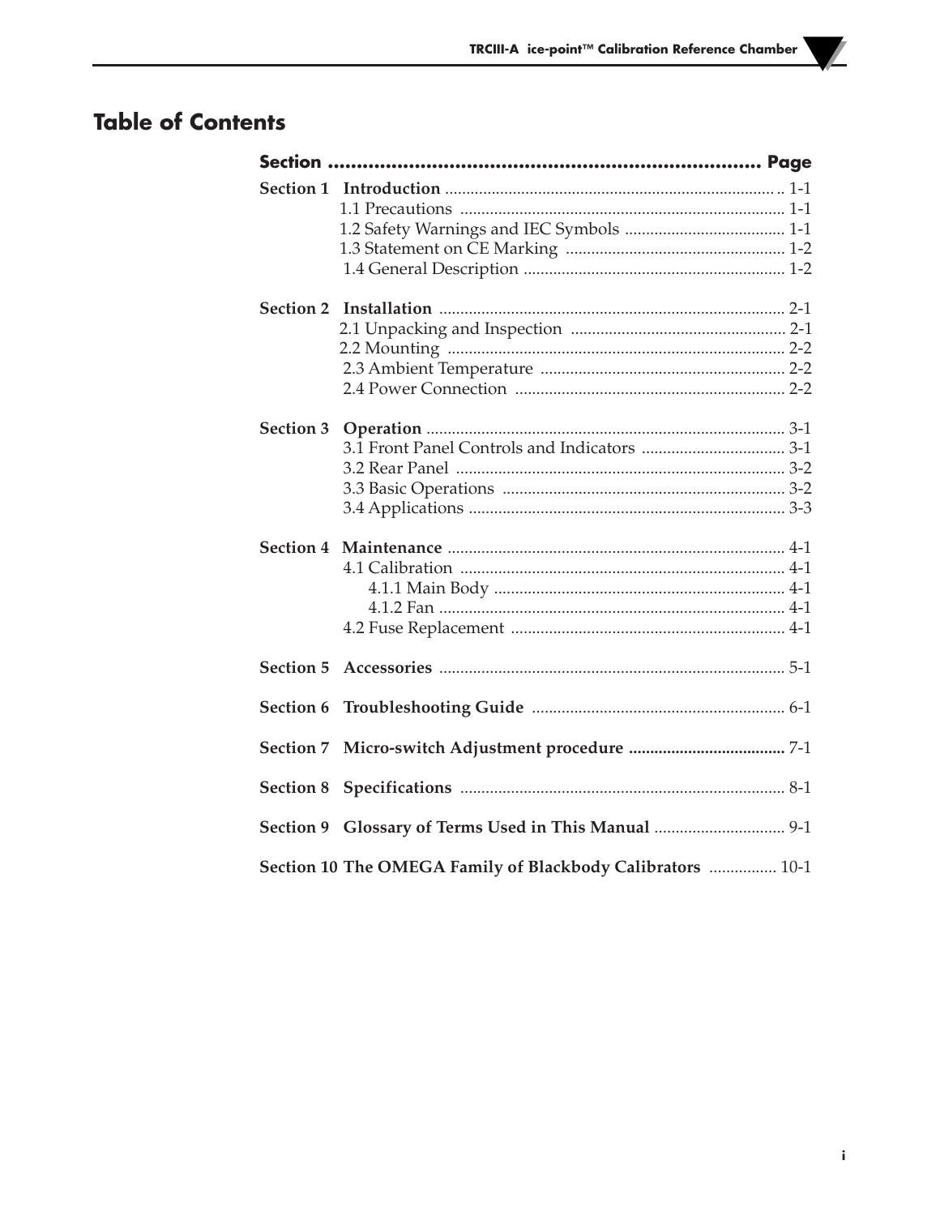# Table of Contents

| Section | Page |
|---|---|
| **Section 1 Introduction** | 1-1 |
| 1.1 Precautions | 1-1 |
| 1.2 Safety Warnings and IEC Symbols | 1-1 |
| 1.3 Statement on CE Marking | 1-2 |
| 1.4 General Description | 1-2 |
| **Section 2 Installation** | 2-1 |
| 2.1 Unpacking and Inspection | 2-1 |
| 2.2 Mounting | 2-2 |
| 2.3 Ambient Temperature | 2-2 |
| 2.4 Power Connection | 2-2 |
| **Section 3 Operation** | 3-1 |
| 3.1 Front Panel Controls and Indicators | 3-1 |
| 3.2 Rear Panel | 3-2 |
| 3.3 Basic Operations | 3-2 |
| 3.4 Applications | 3-3 |
| **Section 4 Maintenance** | 4-1 |
| 4.1 Calibration | 4-1 |
| 4.1.1 Main Body | 4-1 |
| 4.1.2 Fan | 4-1 |
| 4.2 Fuse Replacement | 4-1 |
| **Section 5 Accessories** | 5-1 |
| **Section 6 Troubleshooting Guide** | 6-1 |
| **Section 7 Micro-switch Adjustment procedure** | 7-1 |
| **Section 8 Specifications** | 8-1 |
| **Section 9 Glossary of Terms Used in This Manual** | 9-1 |
| **Section 10 The OMEGA Family of Blackbody Calibrators** | 10-1 |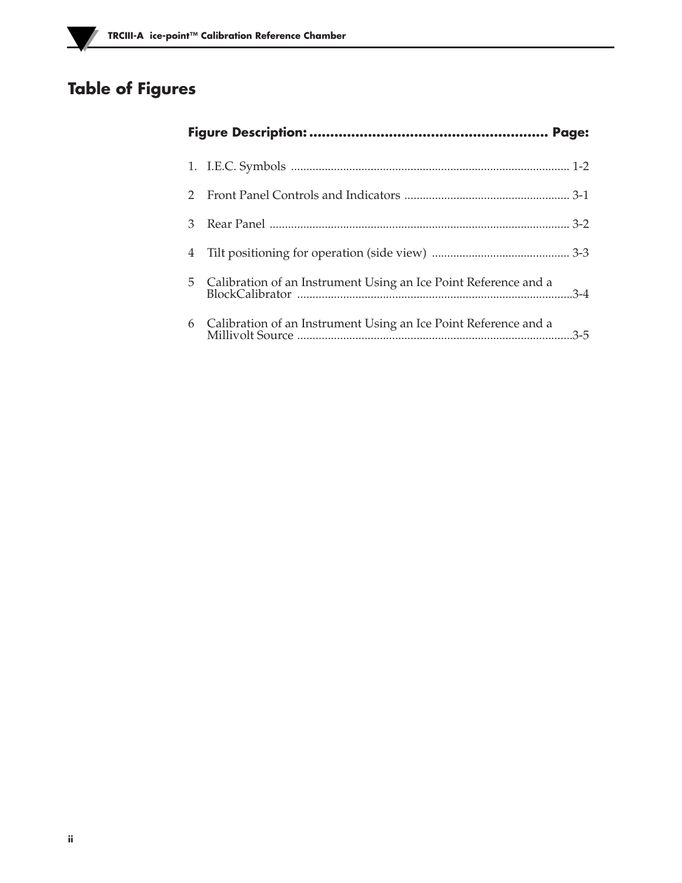# Table of Figures

| Figure Description: | Page: |
|---|---|
| 1. I.E.C. Symbols | 1-2 |
| 2 Front Panel Controls and Indicators | 3-1 |
| 3 Rear Panel | 3-2 |
| 4 Tilt positioning for operation (side view) | 3-3 |
| 5 Calibration of an Instrument Using an Ice Point Reference and a BlockCalibrator | 3-4 |
| 6 Calibration of an Instrument Using an Ice Point Reference and a Millivolt Source | 3-5 |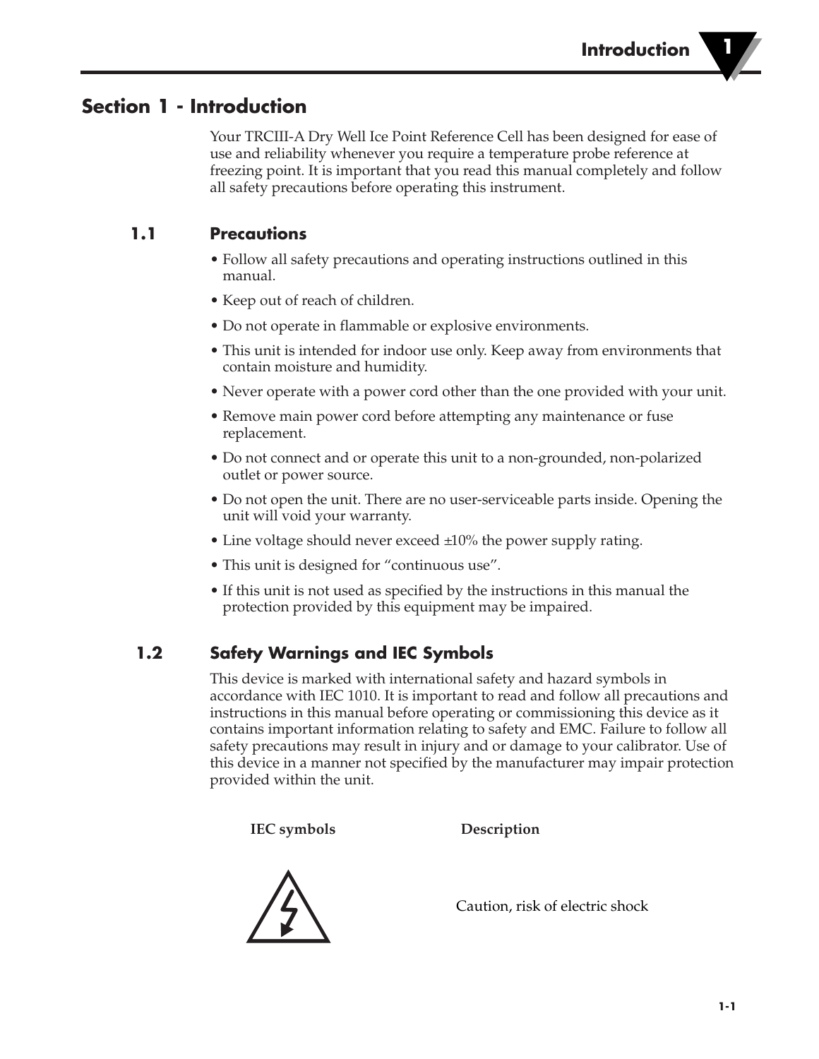# Section 1 - Introduction

Your TRCIII-A Dry Well Ice Point Reference Cell has been designed for ease of use and reliability whenever you require a temperature probe reference at freezing point. It is important that you read this manual completely and follow all safety precautions before operating this instrument.

## 1.1 Precautions

- Follow all safety precautions and operating instructions outlined in this manual.
- Keep out of reach of children.
- Do not operate in flammable or explosive environments.
- This unit is intended for indoor use only. Keep away from environments that contain moisture and humidity.
- Never operate with a power cord other than the one provided with your unit.
- Remove main power cord before attempting any maintenance or fuse replacement.
- Do not connect and or operate this unit to a non-grounded, non-polarized outlet or power source.
- Do not open the unit. There are no user-serviceable parts inside. Opening the unit will void your warranty.
- Line voltage should never exceed ±10% the power supply rating.
- This unit is designed for "continuous use".
- If this unit is not used as specified by the instructions in this manual the protection provided by this equipment may be impaired.

## 1.2 Safety Warnings and IEC Symbols

This device is marked with international safety and hazard symbols in accordance with IEC 1010. It is important to read and follow all precautions and instructions in this manual before operating or commissioning this device as it contains important information relating to safety and EMC. Failure to follow all safety precautions may result in injury and or damage to your calibrator. Use of this device in a manner not specified by the manufacturer may impair protection provided within the unit.

| IEC symbols | Description |
|---|---|
| ⚡ (triangle with lightning bolt) | Caution, risk of electric shock |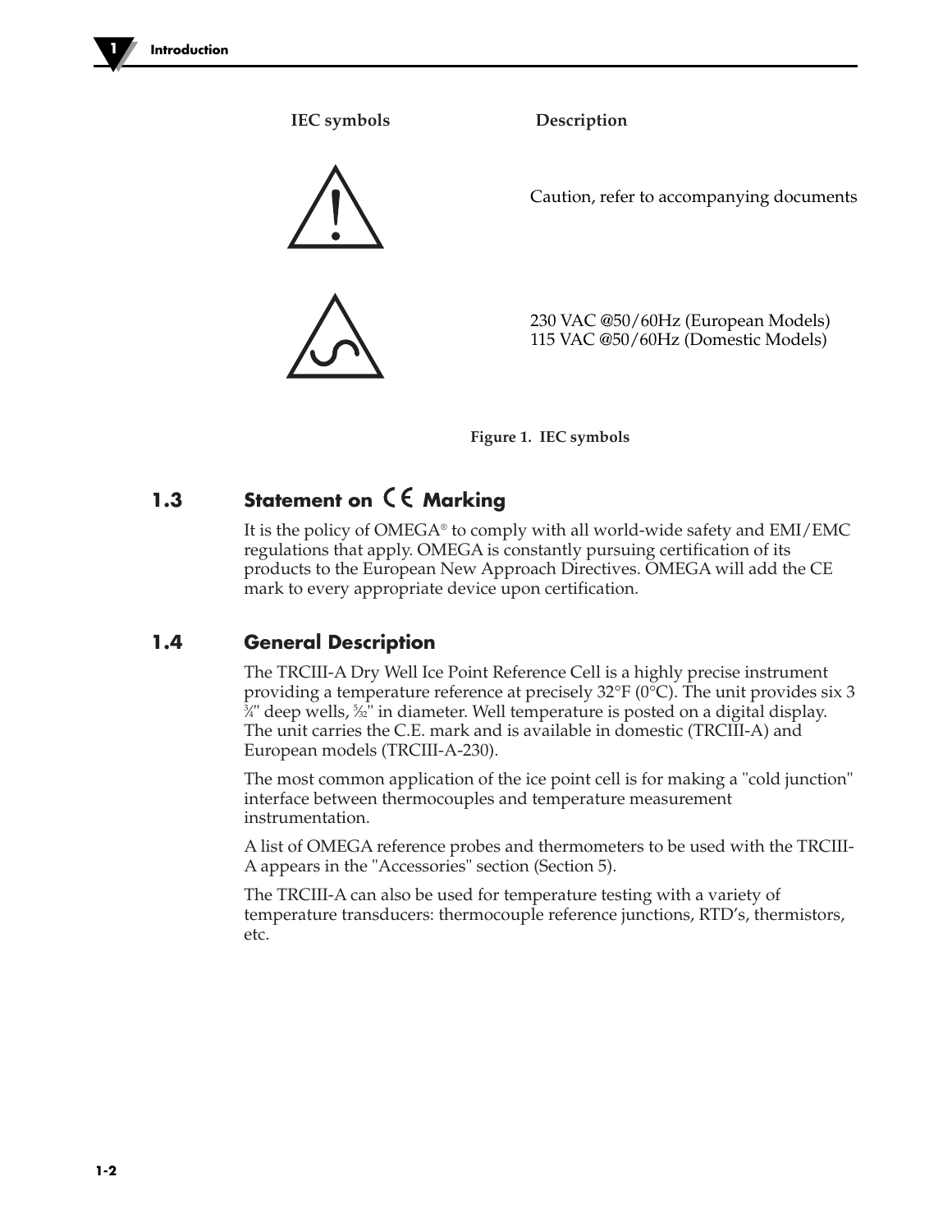| IEC symbols | Description |
| --- | --- |
| ⚠ | Caution, refer to accompanying documents |
| (AC symbol) | 230 VAC @50/60Hz (European Models)<br>115 VAC @50/60Hz (Domestic Models) |

**Figure 1. IEC symbols**

## 1.3 Statement on CE Marking

It is the policy of OMEGA® to comply with all world-wide safety and EMI/EMC regulations that apply. OMEGA is constantly pursuing certification of its products to the European New Approach Directives. OMEGA will add the CE mark to every appropriate device upon certification.

## 1.4 General Description

The TRCIII-A Dry Well Ice Point Reference Cell is a highly precise instrument providing a temperature reference at precisely 32°F (0°C). The unit provides six 3 ¾" deep wells, 5⁄32" in diameter. Well temperature is posted on a digital display. The unit carries the C.E. mark and is available in domestic (TRCIII-A) and European models (TRCIII-A-230).

The most common application of the ice point cell is for making a "cold junction" interface between thermocouples and temperature measurement instrumentation.

A list of OMEGA reference probes and thermometers to be used with the TRCIII-A appears in the "Accessories" section (Section 5).

The TRCIII-A can also be used for temperature testing with a variety of temperature transducers: thermocouple reference junctions, RTD's, thermistors, etc.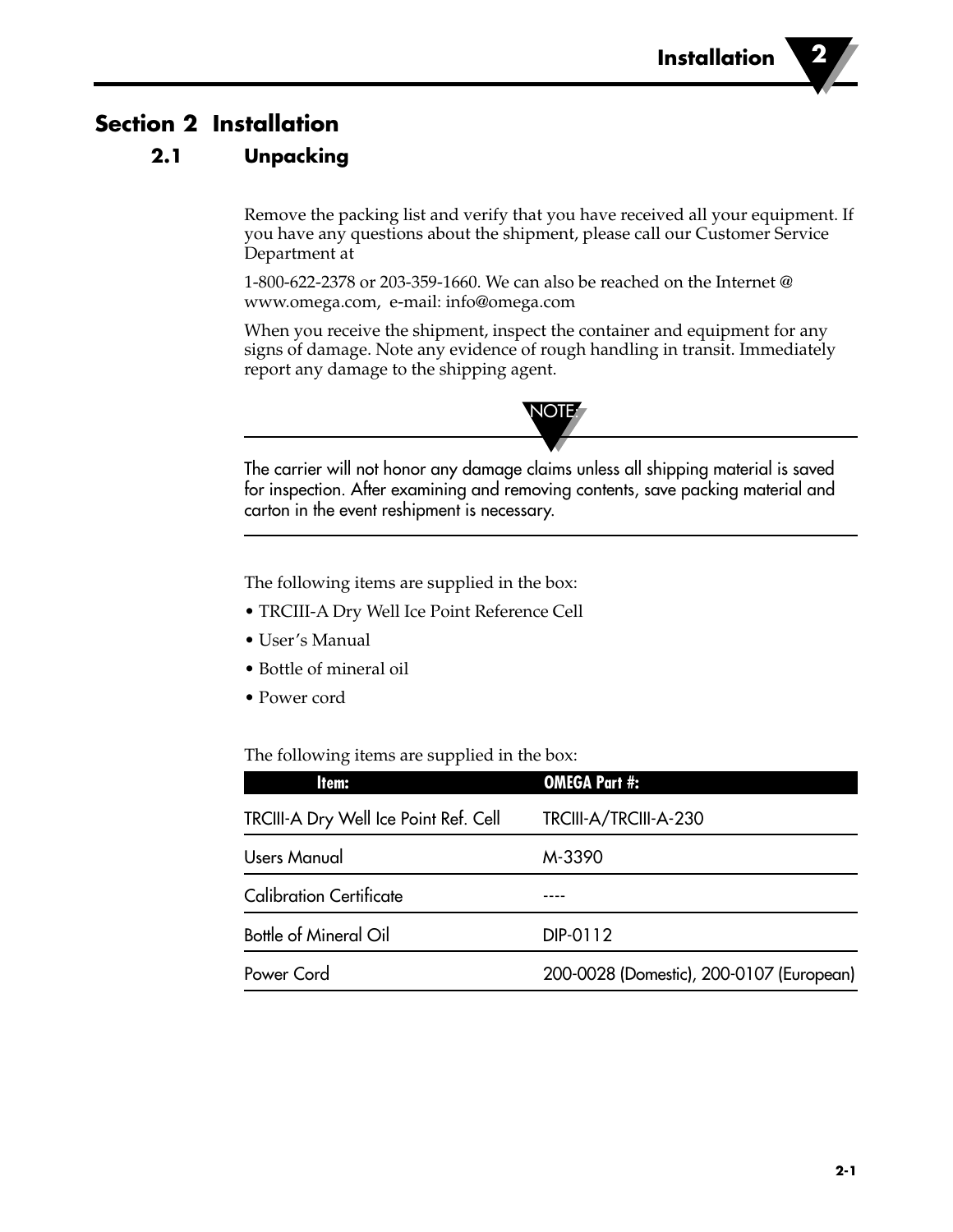# Section 2 Installation

## 2.1 Unpacking

Remove the packing list and verify that you have received all your equipment. If you have any questions about the shipment, please call our Customer Service Department at

1-800-622-2378 or 203-359-1660. We can also be reached on the Internet @ www.omega.com, e-mail: info@omega.com

When you receive the shipment, inspect the container and equipment for any signs of damage. Note any evidence of rough handling in transit. Immediately report any damage to the shipping agent.

NOTE:

The carrier will not honor any damage claims unless all shipping material is saved for inspection. After examining and removing contents, save packing material and carton in the event reshipment is necessary.

The following items are supplied in the box:

- TRCIII-A Dry Well Ice Point Reference Cell
- User's Manual
- Bottle of mineral oil
- Power cord

The following items are supplied in the box:

| Item: | OMEGA Part #: |
|---|---|
| TRCIII-A Dry Well Ice Point Ref. Cell | TRCIII-A/TRCIII-A-230 |
| Users Manual | M-3390 |
| Calibration Certificate | ---- |
| Bottle of Mineral Oil | DIP-0112 |
| Power Cord | 200-0028 (Domestic), 200-0107 (European) |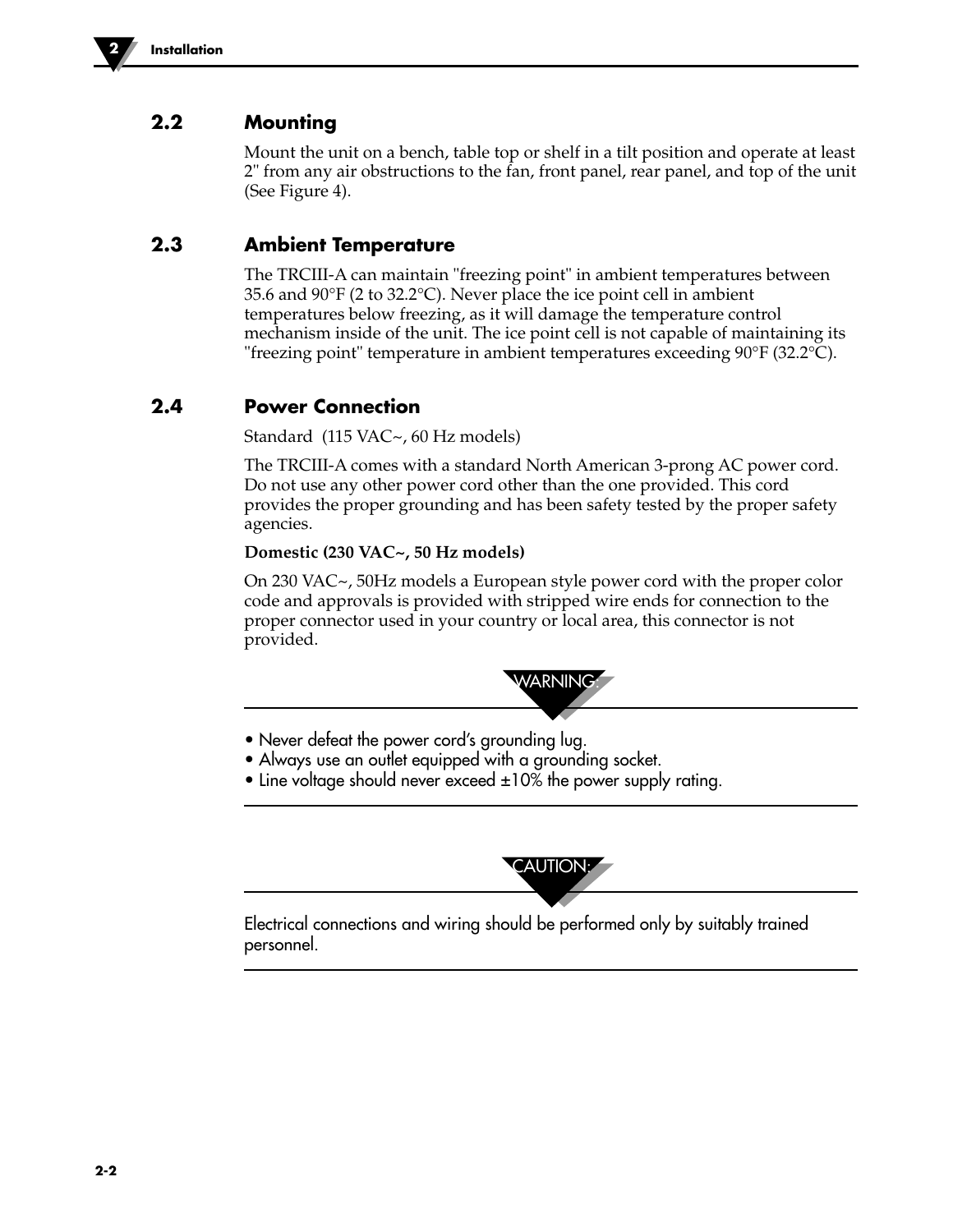## 2.2 Mounting

Mount the unit on a bench, table top or shelf in a tilt position and operate at least 2" from any air obstructions to the fan, front panel, rear panel, and top of the unit (See Figure 4).

## 2.3 Ambient Temperature

The TRCIII-A can maintain "freezing point" in ambient temperatures between 35.6 and 90°F (2 to 32.2°C). Never place the ice point cell in ambient temperatures below freezing, as it will damage the temperature control mechanism inside of the unit. The ice point cell is not capable of maintaining its "freezing point" temperature in ambient temperatures exceeding 90°F (32.2°C).

## 2.4 Power Connection

Standard (115 VAC~, 60 Hz models)

The TRCIII-A comes with a standard North American 3-prong AC power cord. Do not use any other power cord other than the one provided. This cord provides the proper grounding and has been safety tested by the proper safety agencies.

**Domestic (230 VAC~, 50 Hz models)**

On 230 VAC~, 50Hz models a European style power cord with the proper color code and approvals is provided with stripped wire ends for connection to the proper connector used in your country or local area, this connector is not provided.

**WARNING:**

- Never defeat the power cord's grounding lug.
- Always use an outlet equipped with a grounding socket.
- Line voltage should never exceed ±10% the power supply rating.

**CAUTION:**

Electrical connections and wiring should be performed only by suitably trained personnel.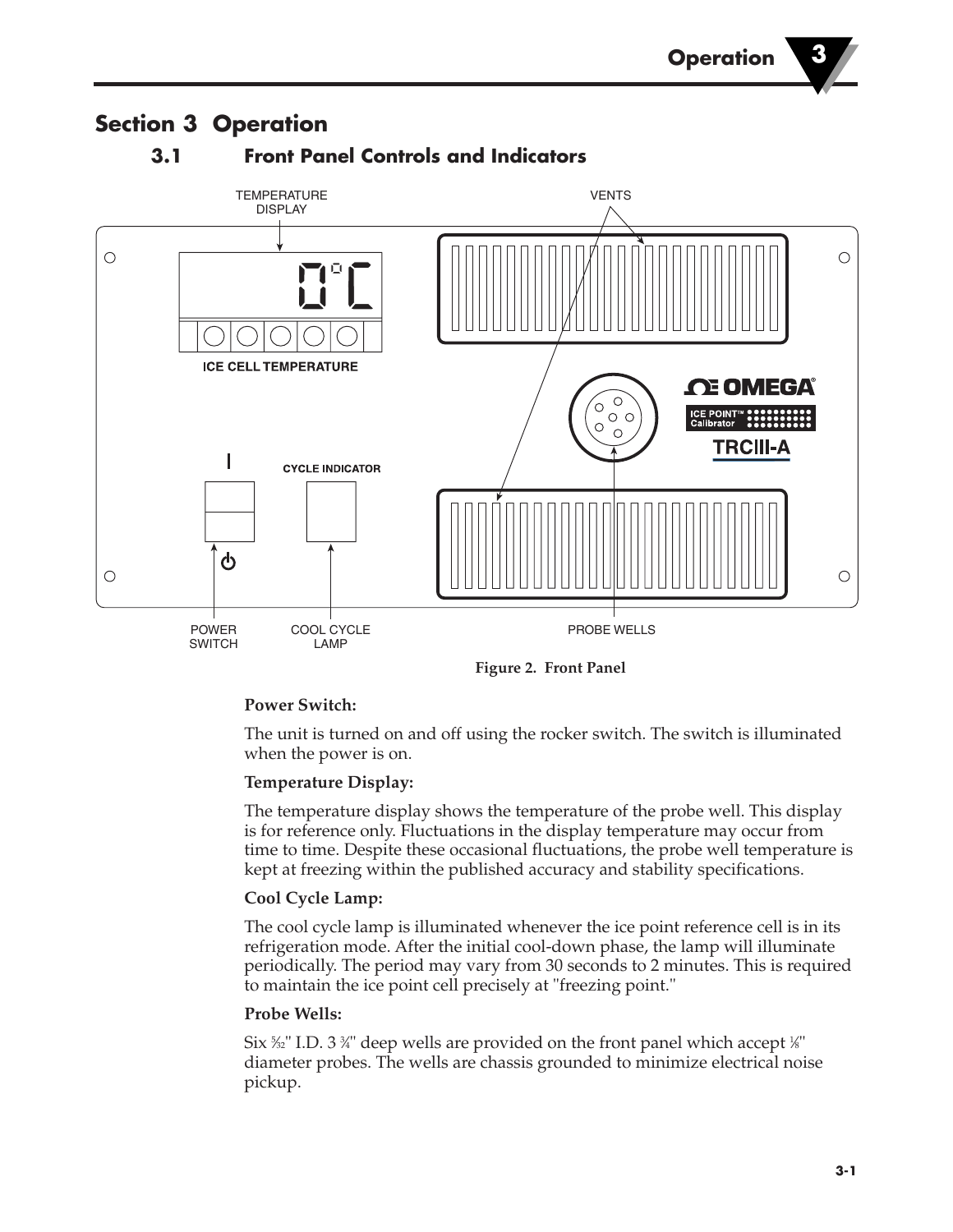# Section 3 Operation

## 3.1 Front Panel Controls and Indicators

Figure 2. Front Panel

**Power Switch:**

The unit is turned on and off using the rocker switch. The switch is illuminated when the power is on.

**Temperature Display:**

The temperature display shows the temperature of the probe well. This display is for reference only. Fluctuations in the display temperature may occur from time to time. Despite these occasional fluctuations, the probe well temperature is kept at freezing within the published accuracy and stability specifications.

**Cool Cycle Lamp:**

The cool cycle lamp is illuminated whenever the ice point reference cell is in its refrigeration mode. After the initial cool-down phase, the lamp will illuminate periodically. The period may vary from 30 seconds to 2 minutes. This is required to maintain the ice point cell precisely at "freezing point."

**Probe Wells:**

Six 5⁄32" I.D. 3 3⁄4" deep wells are provided on the front panel which accept 1⁄8" diameter probes. The wells are chassis grounded to minimize electrical noise pickup.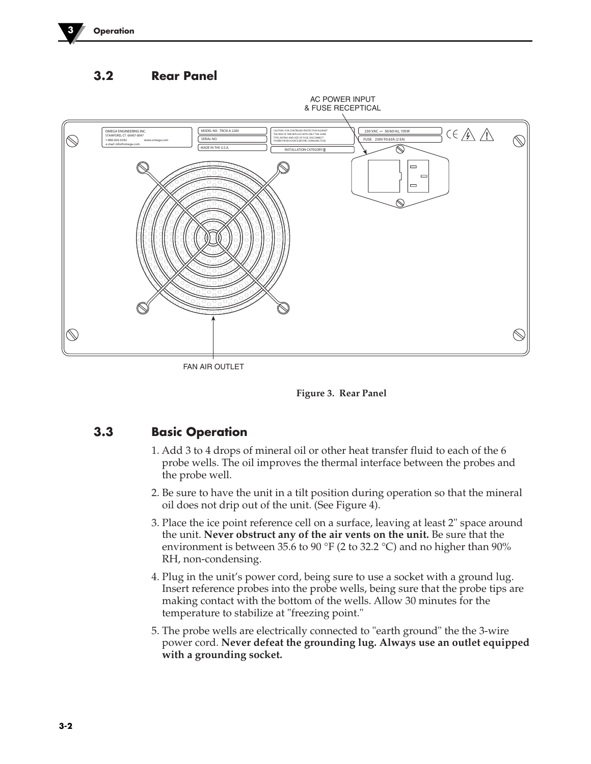## 3.2 Rear Panel

AC POWER INPUT & FUSE RECEPTICAL

FAN AIR OUTLET

**Figure 3. Rear Panel**

## 3.3 Basic Operation

1. Add 3 to 4 drops of mineral oil or other heat transfer fluid to each of the 6 probe wells. The oil improves the thermal interface between the probes and the probe well.
2. Be sure to have the unit in a tilt position during operation so that the mineral oil does not drip out of the unit. (See Figure 4).
3. Place the ice point reference cell on a surface, leaving at least 2" space around the unit. **Never obstruct any of the air vents on the unit.** Be sure that the environment is between 35.6 to 90 °F (2 to 32.2 °C) and no higher than 90% RH, non-condensing.
4. Plug in the unit's power cord, being sure to use a socket with a ground lug. Insert reference probes into the probe wells, being sure that the probe tips are making contact with the bottom of the wells. Allow 30 minutes for the temperature to stabilize at "freezing point."
5. The probe wells are electrically connected to "earth ground" the the 3-wire power cord. **Never defeat the grounding lug. Always use an outlet equipped with a grounding socket.**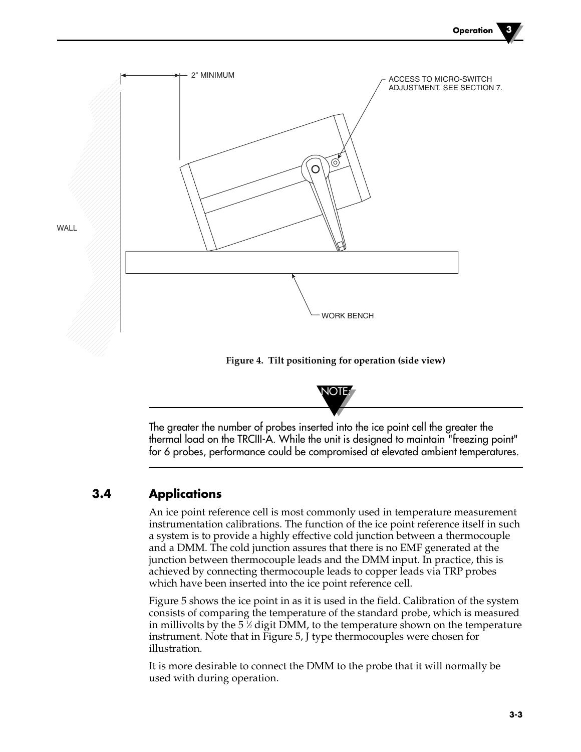2" MINIMUM

ACCESS TO MICRO-SWITCH ADJUSTMENT. SEE SECTION 7.

WALL

WORK BENCH

**Figure 4. Tilt positioning for operation (side view)**

NOTE

The greater the number of probes inserted into the ice point cell the greater the thermal load on the TRCIII-A. While the unit is designed to maintain "freezing point" for 6 probes, performance could be compromised at elevated ambient temperatures.

## 3.4 Applications

An ice point reference cell is most commonly used in temperature measurement instrumentation calibrations. The function of the ice point reference itself in such a system is to provide a highly effective cold junction between a thermocouple and a DMM. The cold junction assures that there is no EMF generated at the junction between thermocouple leads and the DMM input. In practice, this is achieved by connecting thermocouple leads to copper leads via TRP probes which have been inserted into the ice point reference cell.

Figure 5 shows the ice point in as it is used in the field. Calibration of the system consists of comparing the temperature of the standard probe, which is measured in millivolts by the 5 ½ digit DMM, to the temperature shown on the temperature instrument. Note that in Figure 5, J type thermocouples were chosen for illustration.

It is more desirable to connect the DMM to the probe that it will normally be used with during operation.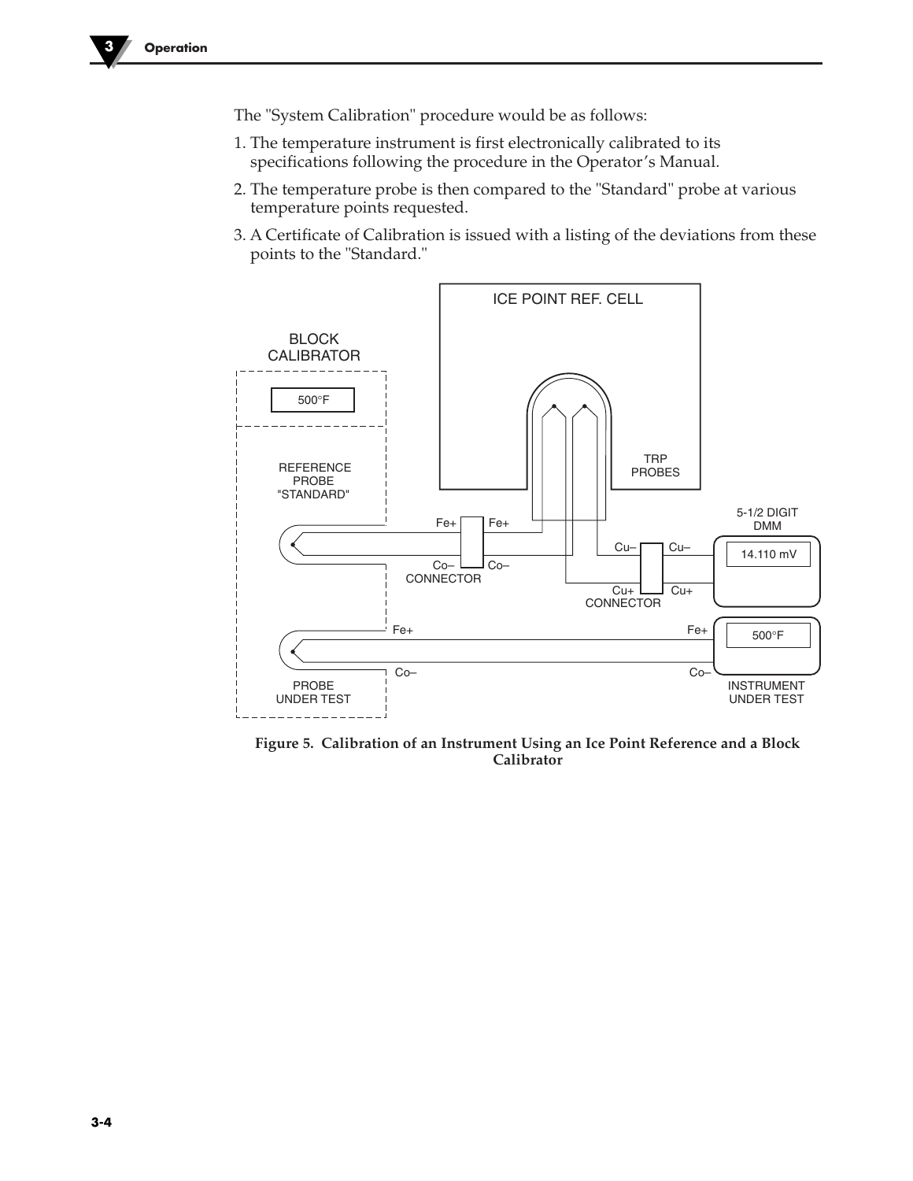The "System Calibration" procedure would be as follows:

1. The temperature instrument is first electronically calibrated to its specifications following the procedure in the Operator's Manual.
2. The temperature probe is then compared to the "Standard" probe at various temperature points requested.
3. A Certificate of Calibration is issued with a listing of the deviations from these points to the "Standard."

**Figure 5. Calibration of an Instrument Using an Ice Point Reference and a Block Calibrator**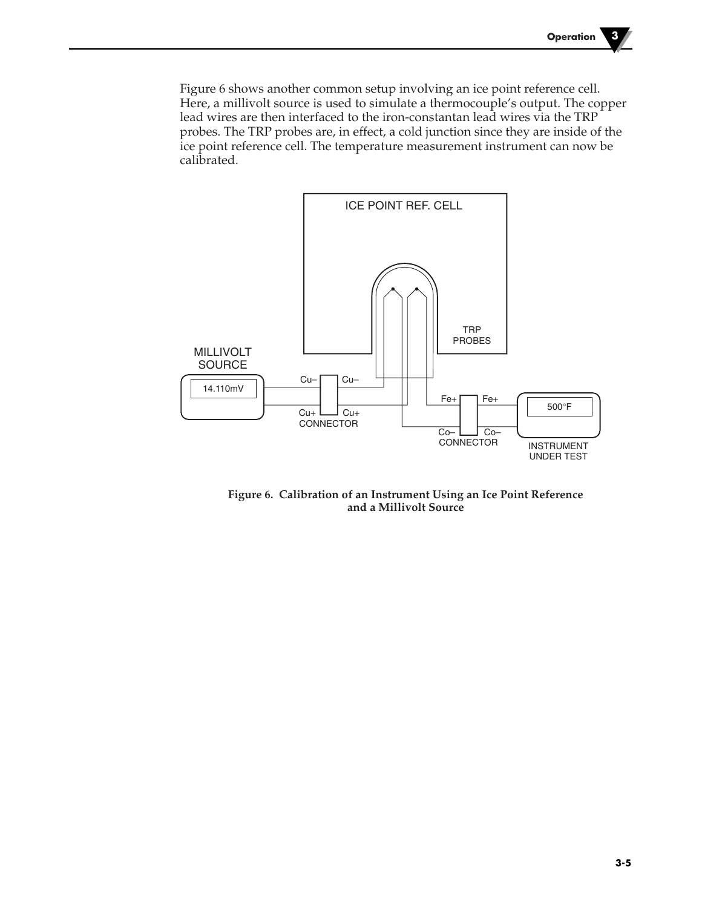Figure 6 shows another common setup involving an ice point reference cell. Here, a millivolt source is used to simulate a thermocouple's output. The copper lead wires are then interfaced to the iron-constantan lead wires via the TRP probes. The TRP probes are, in effect, a cold junction since they are inside of the ice point reference cell. The temperature measurement instrument can now be calibrated.

**Figure 6. Calibration of an Instrument Using an Ice Point Reference and a Millivolt Source**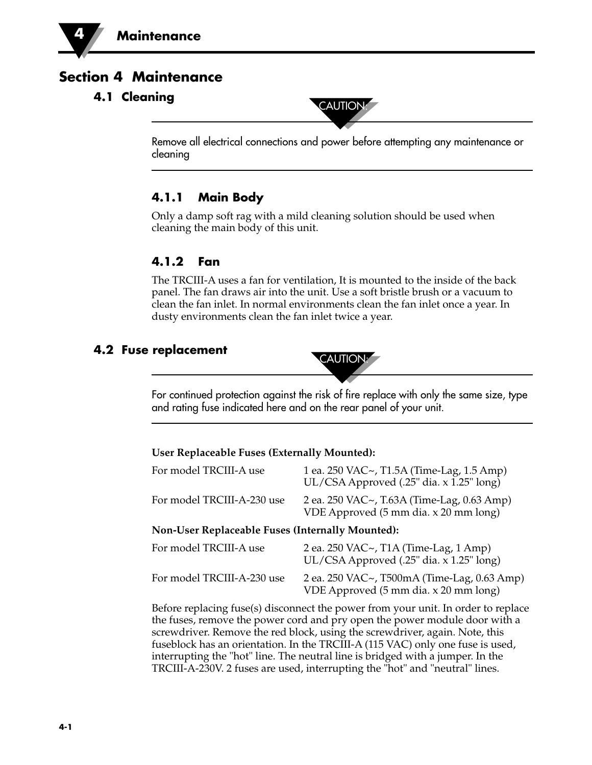# Section 4 Maintenance

## 4.1 Cleaning

**CAUTION:**

Remove all electrical connections and power before attempting any maintenance or cleaning

### 4.1.1 Main Body

Only a damp soft rag with a mild cleaning solution should be used when cleaning the main body of this unit.

### 4.1.2 Fan

The TRCIII-A uses a fan for ventilation, It is mounted to the inside of the back panel. The fan draws air into the unit. Use a soft bristle brush or a vacuum to clean the fan inlet. In normal environments clean the fan inlet once a year. In dusty environments clean the fan inlet twice a year.

## 4.2 Fuse replacement

**CAUTION:**

For continued protection against the risk of fire replace with only the same size, type and rating fuse indicated here and on the rear panel of your unit.

**User Replaceable Fuses (Externally Mounted):**

| | |
|---|---|
| For model TRCIII-A use | 1 ea. 250 VAC~, T1.5A (Time-Lag, 1.5 Amp) UL/CSA Approved (.25" dia. x 1.25" long) |
| For model TRCIII-A-230 use | 2 ea. 250 VAC~, T.63A (Time-Lag, 0.63 Amp) VDE Approved (5 mm dia. x 20 mm long) |

**Non-User Replaceable Fuses (Internally Mounted):**

| | |
|---|---|
| For model TRCIII-A use | 2 ea. 250 VAC~, T1A (Time-Lag, 1 Amp) UL/CSA Approved (.25" dia. x 1.25" long) |
| For model TRCIII-A-230 use | 2 ea. 250 VAC~, T500mA (Time-Lag, 0.63 Amp) VDE Approved (5 mm dia. x 20 mm long) |

Before replacing fuse(s) disconnect the power from your unit. In order to replace the fuses, remove the power cord and pry open the power module door with a screwdriver. Remove the red block, using the screwdriver, again. Note, this fuseblock has an orientation. In the TRCIII-A (115 VAC) only one fuse is used, interrupting the "hot" line. The neutral line is bridged with a jumper. In the TRCIII-A-230V. 2 fuses are used, interrupting the "hot" and "neutral" lines.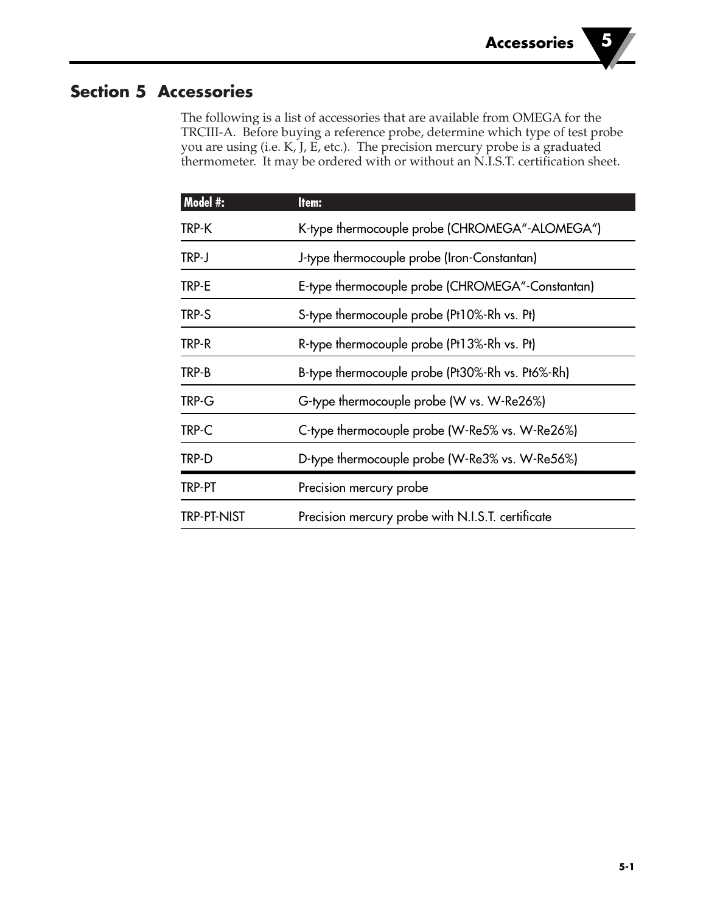## Section 5 Accessories

The following is a list of accessories that are available from OMEGA for the TRCIII-A. Before buying a reference probe, determine which type of test probe you are using (i.e. K, J, E, etc.). The precision mercury probe is a graduated thermometer. It may be ordered with or without an N.I.S.T. certification sheet.

| Model #: | Item: |
|---|---|
| TRP-K | K-type thermocouple probe (CHROMEGA"-ALOMEGA") |
| TRP-J | J-type thermocouple probe (Iron-Constantan) |
| TRP-E | E-type thermocouple probe (CHROMEGA"-Constantan) |
| TRP-S | S-type thermocouple probe (Pt10%-Rh vs. Pt) |
| TRP-R | R-type thermocouple probe (Pt13%-Rh vs. Pt) |
| TRP-B | B-type thermocouple probe (Pt30%-Rh vs. Pt6%-Rh) |
| TRP-G | G-type thermocouple probe (W vs. W-Re26%) |
| TRP-C | C-type thermocouple probe (W-Re5% vs. W-Re26%) |
| TRP-D | D-type thermocouple probe (W-Re3% vs. W-Re56%) |
| TRP-PT | Precision mercury probe |
| TRP-PT-NIST | Precision mercury probe with N.I.S.T. certificate |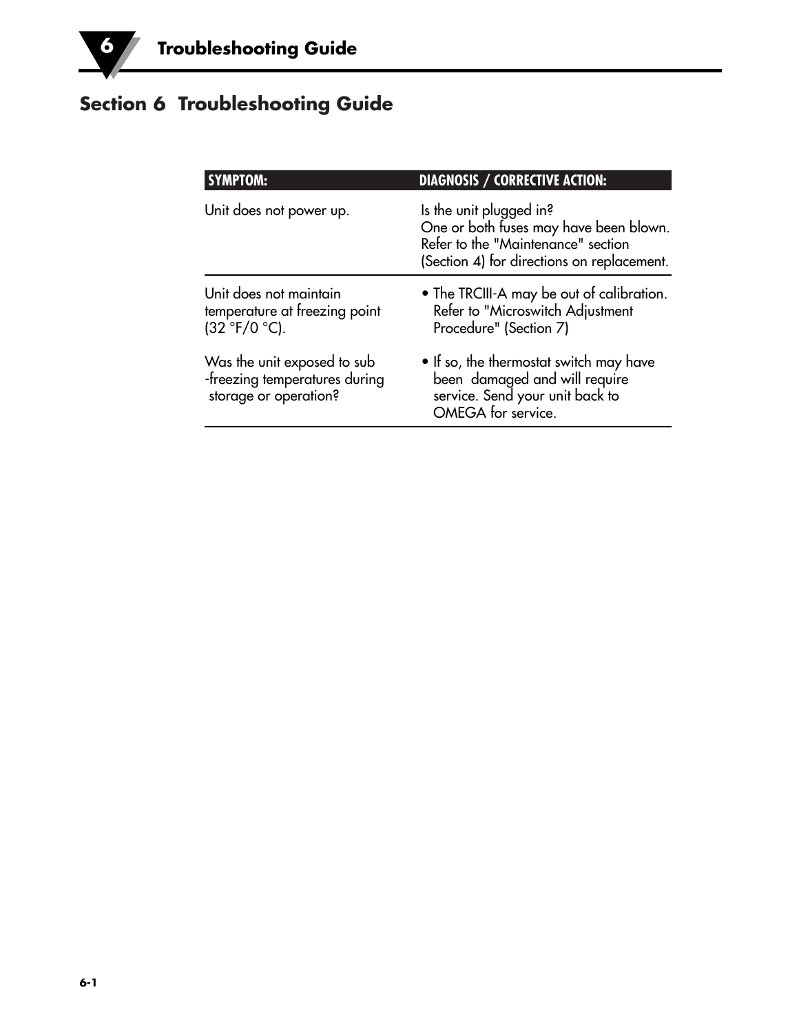## Section 6 Troubleshooting Guide

| SYMPTOM: | DIAGNOSIS / CORRECTIVE ACTION: |
|---|---|
| Unit does not power up. | Is the unit plugged in? One or both fuses may have been blown. Refer to the "Maintenance" section (Section 4) for directions on replacement. |
| Unit does not maintain temperature at freezing point (32 °F/0 °C). | • The TRCIII-A may be out of calibration. Refer to "Microswitch Adjustment Procedure" (Section 7) |
| Was the unit exposed to sub -freezing temperatures during storage or operation? | • If so, the thermostat switch may have been damaged and will require service. Send your unit back to OMEGA for service. |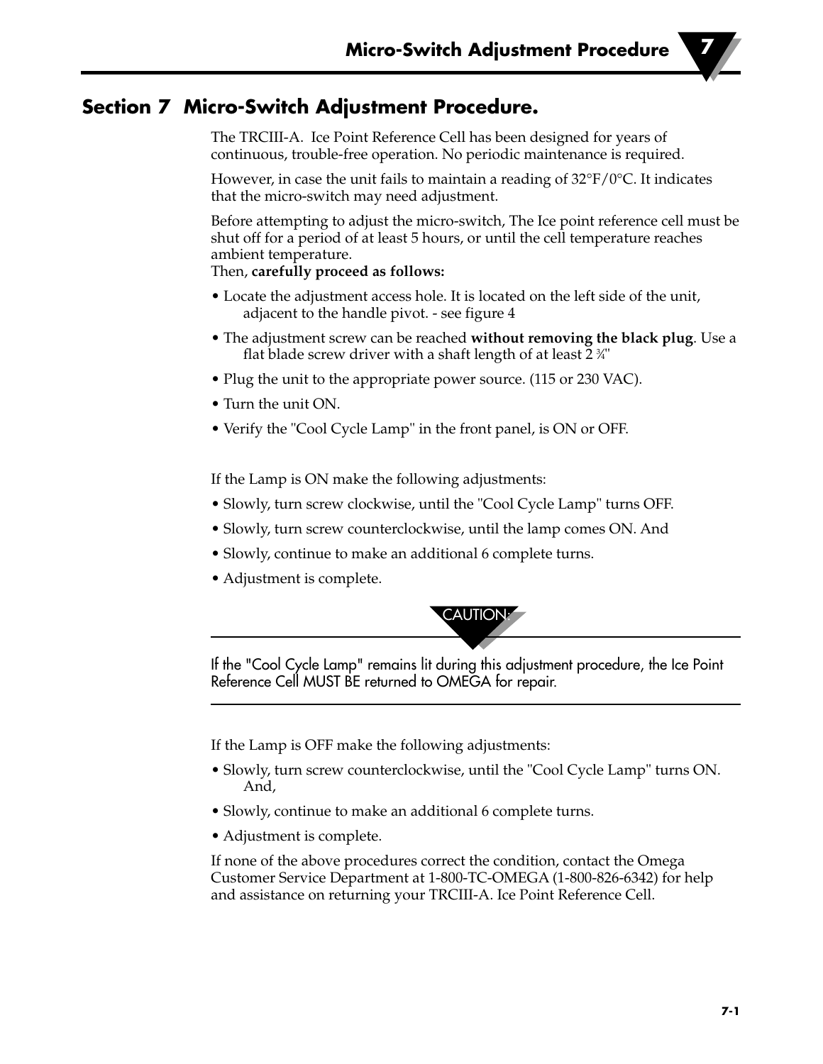## Section 7 Micro-Switch Adjustment Procedure.

The TRCIII-A. Ice Point Reference Cell has been designed for years of continuous, trouble-free operation. No periodic maintenance is required.

However, in case the unit fails to maintain a reading of 32°F/0°C. It indicates that the micro-switch may need adjustment.

Before attempting to adjust the micro-switch, The Ice point reference cell must be shut off for a period of at least 5 hours, or until the cell temperature reaches ambient temperature.
Then, **carefully proceed as follows:**

- Locate the adjustment access hole. It is located on the left side of the unit, adjacent to the handle pivot. - see figure 4
- The adjustment screw can be reached **without removing the black plug**. Use a flat blade screw driver with a shaft length of at least 2 ¾"
- Plug the unit to the appropriate power source. (115 or 230 VAC).
- Turn the unit ON.
- Verify the "Cool Cycle Lamp" in the front panel, is ON or OFF.

If the Lamp is ON make the following adjustments:

- Slowly, turn screw clockwise, until the "Cool Cycle Lamp" turns OFF.
- Slowly, turn screw counterclockwise, until the lamp comes ON. And
- Slowly, continue to make an additional 6 complete turns.
- Adjustment is complete.

**CAUTION:**

If the "Cool Cycle Lamp" remains lit during this adjustment procedure, the Ice Point Reference Cell MUST BE returned to OMEGA for repair.

---

If the Lamp is OFF make the following adjustments:

- Slowly, turn screw counterclockwise, until the "Cool Cycle Lamp" turns ON. And,
- Slowly, continue to make an additional 6 complete turns.
- Adjustment is complete.

If none of the above procedures correct the condition, contact the Omega Customer Service Department at 1-800-TC-OMEGA (1-800-826-6342) for help and assistance on returning your TRCIII-A. Ice Point Reference Cell.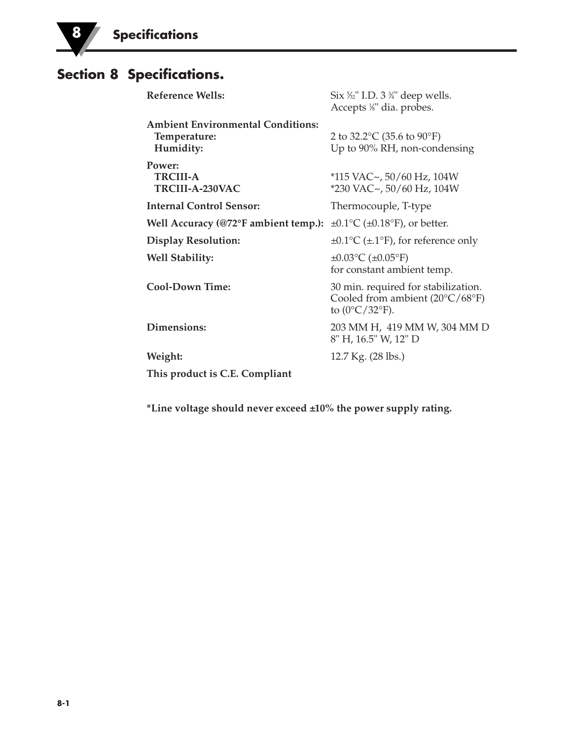## Section 8 Specifications.

| | |
|---|---|
| **Reference Wells:** | Six ⁵⁄₃₂" I.D. 3 ¾" deep wells. Accepts ⅛" dia. probes. |
| **Ambient Environmental Conditions:** | |
| **Temperature:** | 2 to 32.2°C (35.6 to 90°F) |
| **Humidity:** | Up to 90% RH, non-condensing |
| **Power:** | |
| **TRCIII-A** | *115 VAC~, 50/60 Hz, 104W |
| **TRCIII-A-230VAC** | *230 VAC~, 50/60 Hz, 104W |
| **Internal Control Sensor:** | Thermocouple, T-type |
| **Well Accuracy (@72°F ambient temp.):** | ±0.1°C (±0.18°F), or better. |
| **Display Resolution:** | ±0.1°C (±.1°F), for reference only |
| **Well Stability:** | ±0.03°C (±0.05°F) for constant ambient temp. |
| **Cool-Down Time:** | 30 min. required for stabilization. Cooled from ambient (20°C/68°F) to (0°C/32°F). |
| **Dimensions:** | 203 MM H, 419 MM W, 304 MM D<br>8" H, 16.5" W, 12" D |
| **Weight:** | 12.7 Kg. (28 lbs.) |

**This product is C.E. Compliant**

***Line voltage should never exceed ±10% the power supply rating.**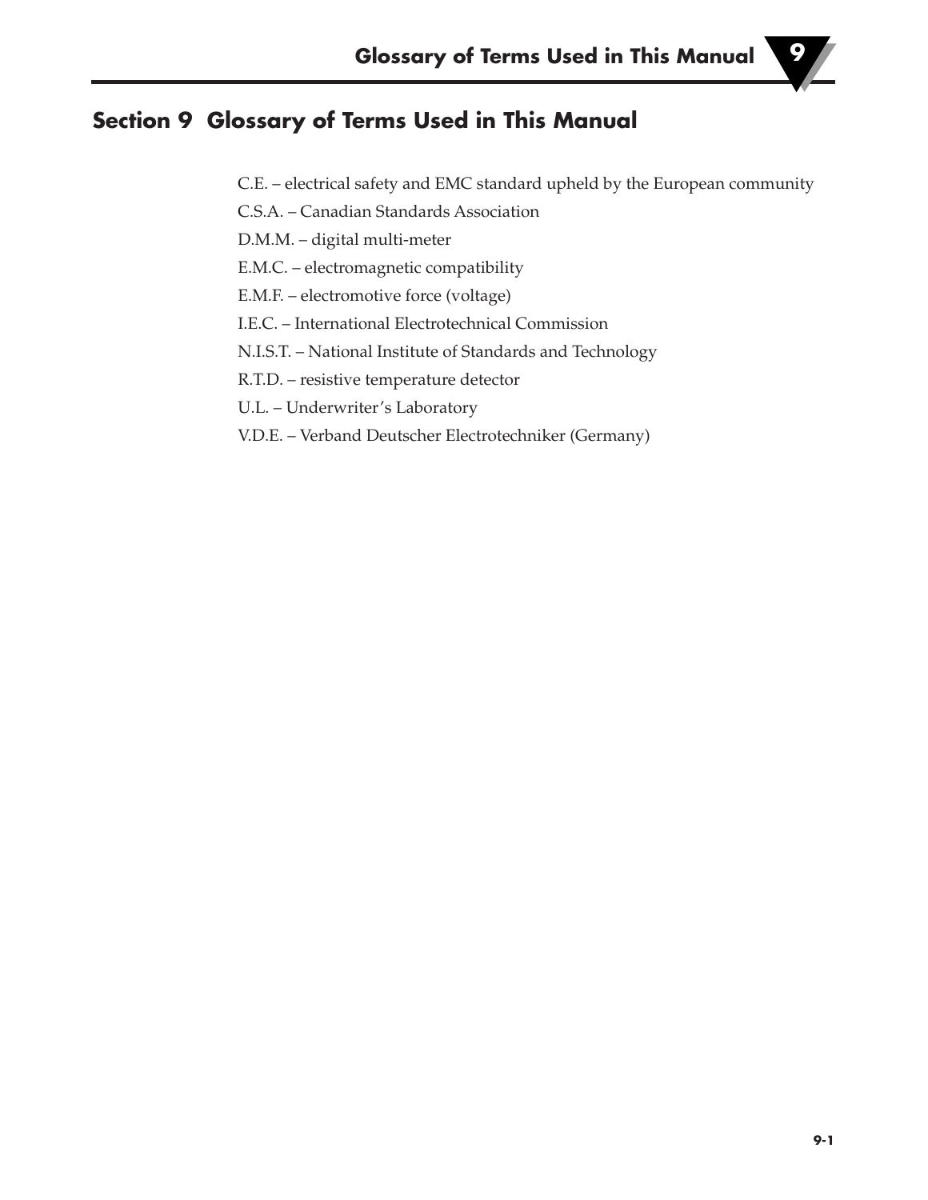## Section 9 Glossary of Terms Used in This Manual

C.E. – electrical safety and EMC standard upheld by the European community

C.S.A. – Canadian Standards Association

D.M.M. – digital multi-meter

E.M.C. – electromagnetic compatibility

E.M.F. – electromotive force (voltage)

I.E.C. – International Electrotechnical Commission

N.I.S.T. – National Institute of Standards and Technology

R.T.D. – resistive temperature detector

U.L. – Underwriter's Laboratory

V.D.E. – Verband Deutscher Electrotechniker (Germany)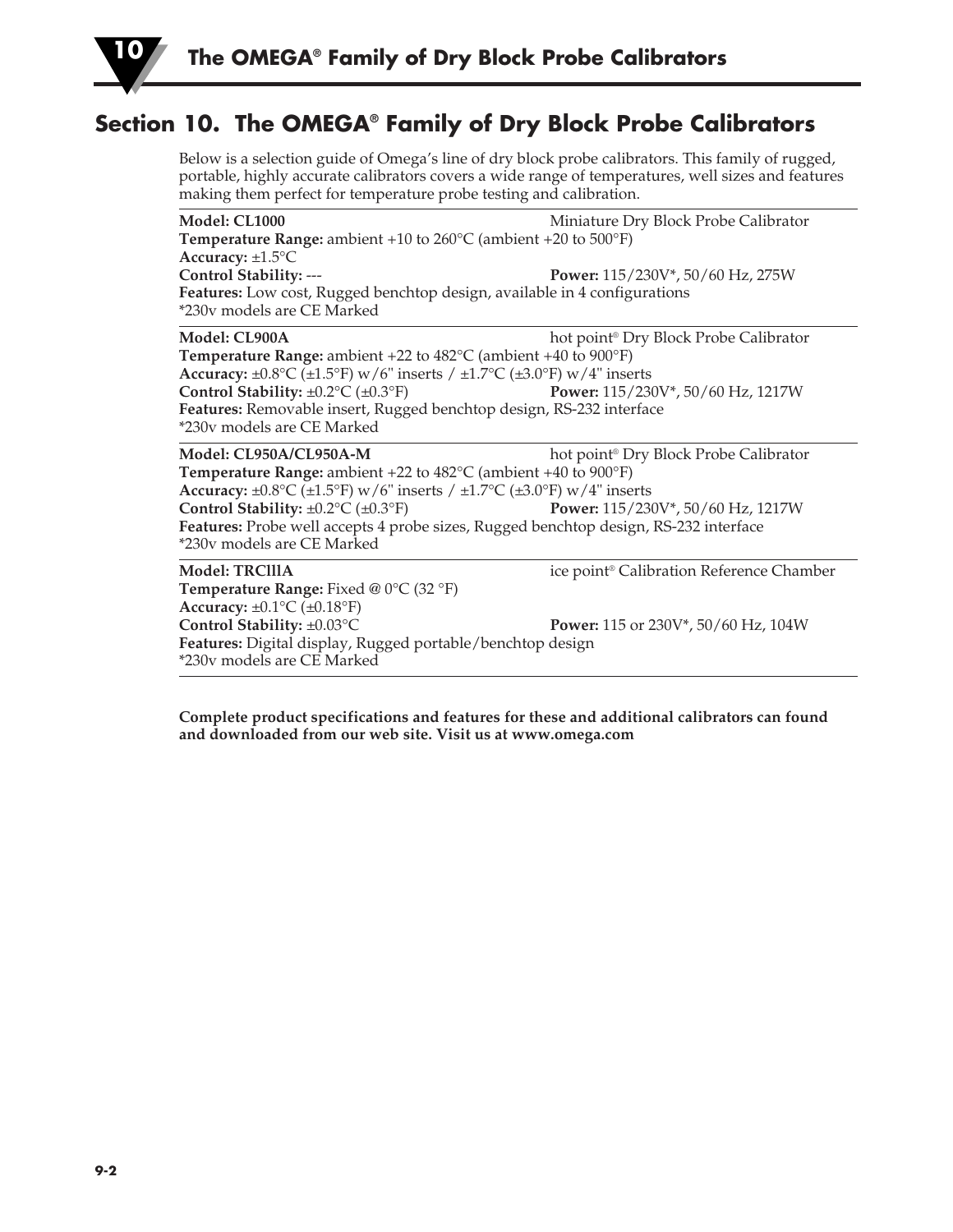## Section 10. The OMEGA® Family of Dry Block Probe Calibrators

Below is a selection guide of Omega's line of dry block probe calibrators. This family of rugged, portable, highly accurate calibrators covers a wide range of temperatures, well sizes and features making them perfect for temperature probe testing and calibration.

---

**Model: CL1000** Miniature Dry Block Probe Calibrator
**Temperature Range:** ambient +10 to 260°C (ambient +20 to 500°F)
**Accuracy:** ±1.5°C
**Control Stability:** --- **Power:** 115/230V*, 50/60 Hz, 275W
**Features:** Low cost, Rugged benchtop design, available in 4 configurations
*230v models are CE Marked

---

**Model: CL900A** hot point® Dry Block Probe Calibrator
**Temperature Range:** ambient +22 to 482°C (ambient +40 to 900°F)
**Accuracy:** ±0.8°C (±1.5°F) w/6" inserts / ±1.7°C (±3.0°F) w/4" inserts
**Control Stability:** ±0.2°C (±0.3°F) **Power:** 115/230V*, 50/60 Hz, 1217W
**Features:** Removable insert, Rugged benchtop design, RS-232 interface
*230v models are CE Marked

---

**Model: CL950A/CL950A-M** hot point® Dry Block Probe Calibrator
**Temperature Range:** ambient +22 to 482°C (ambient +40 to 900°F)
**Accuracy:** ±0.8°C (±1.5°F) w/6" inserts / ±1.7°C (±3.0°F) w/4" inserts
**Control Stability:** ±0.2°C (±0.3°F) **Power:** 115/230V*, 50/60 Hz, 1217W
**Features:** Probe well accepts 4 probe sizes, Rugged benchtop design, RS-232 interface
*230v models are CE Marked

---

**Model: TRCIIIA** ice point® Calibration Reference Chamber
**Temperature Range:** Fixed @ 0°C (32 °F)
**Accuracy:** ±0.1°C (±0.18°F)
**Control Stability:** ±0.03°C **Power:** 115 or 230V*, 50/60 Hz, 104W
**Features:** Digital display, Rugged portable/benchtop design
*230v models are CE Marked

---

**Complete product specifications and features for these and additional calibrators can found and downloaded from our web site. Visit us at www.omega.com**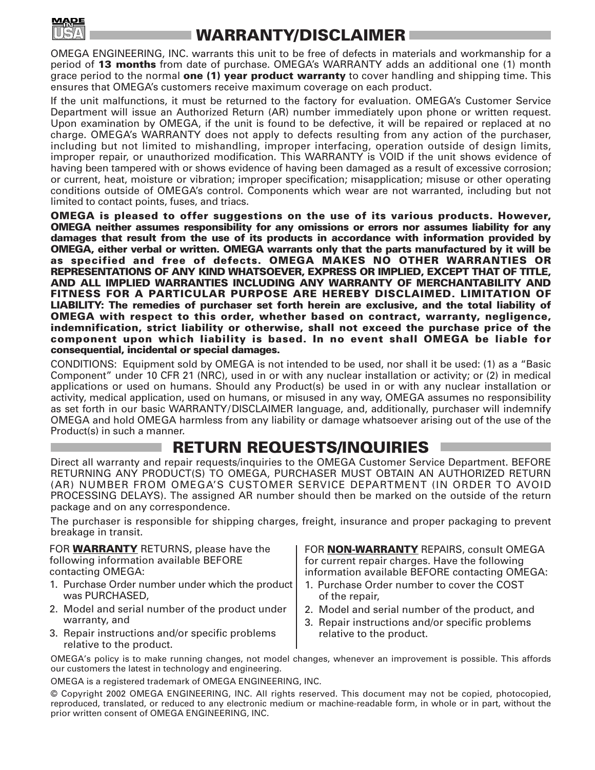## WARRANTY/DISCLAIMER

OMEGA ENGINEERING, INC. warrants this unit to be free of defects in materials and workmanship for a period of **13 months** from date of purchase. OMEGA's WARRANTY adds an additional one (1) month grace period to the normal **one (1) year product warranty** to cover handling and shipping time. This ensures that OMEGA's customers receive maximum coverage on each product.

If the unit malfunctions, it must be returned to the factory for evaluation. OMEGA's Customer Service Department will issue an Authorized Return (AR) number immediately upon phone or written request. Upon examination by OMEGA, if the unit is found to be defective, it will be repaired or replaced at no charge. OMEGA's WARRANTY does not apply to defects resulting from any action of the purchaser, including but not limited to mishandling, improper interfacing, operation outside of design limits, improper repair, or unauthorized modification. This WARRANTY is VOID if the unit shows evidence of having been tampered with or shows evidence of having been damaged as a result of excessive corrosion; or current, heat, moisture or vibration; improper specification; misapplication; misuse or other operating conditions outside of OMEGA's control. Components which wear are not warranted, including but not limited to contact points, fuses, and triacs.

**OMEGA is pleased to offer suggestions on the use of its various products. However, OMEGA neither assumes responsibility for any omissions or errors nor assumes liability for any damages that result from the use of its products in accordance with information provided by OMEGA, either verbal or written. OMEGA warrants only that the parts manufactured by it will be as specified and free of defects. OMEGA MAKES NO OTHER WARRANTIES OR REPRESENTATIONS OF ANY KIND WHATSOEVER, EXPRESS OR IMPLIED, EXCEPT THAT OF TITLE, AND ALL IMPLIED WARRANTIES INCLUDING ANY WARRANTY OF MERCHANTABILITY AND FITNESS FOR A PARTICULAR PURPOSE ARE HEREBY DISCLAIMED. LIMITATION OF LIABILITY: The remedies of purchaser set forth herein are exclusive, and the total liability of OMEGA with respect to this order, whether based on contract, warranty, negligence, indemnification, strict liability or otherwise, shall not exceed the purchase price of the component upon which liability is based. In no event shall OMEGA be liable for consequential, incidental or special damages.**

CONDITIONS: Equipment sold by OMEGA is not intended to be used, nor shall it be used: (1) as a "Basic Component" under 10 CFR 21 (NRC), used in or with any nuclear installation or activity; or (2) in medical applications or used on humans. Should any Product(s) be used in or with any nuclear installation or activity, medical application, used on humans, or misused in any way, OMEGA assumes no responsibility as set forth in our basic WARRANTY/DISCLAIMER language, and, additionally, purchaser will indemnify OMEGA and hold OMEGA harmless from any liability or damage whatsoever arising out of the use of the Product(s) in such a manner.

## RETURN REQUESTS/INQUIRIES

Direct all warranty and repair requests/inquiries to the OMEGA Customer Service Department. BEFORE RETURNING ANY PRODUCT(S) TO OMEGA, PURCHASER MUST OBTAIN AN AUTHORIZED RETURN (AR) NUMBER FROM OMEGA'S CUSTOMER SERVICE DEPARTMENT (IN ORDER TO AVOID PROCESSING DELAYS). The assigned AR number should then be marked on the outside of the return package and on any correspondence.

The purchaser is responsible for shipping charges, freight, insurance and proper packaging to prevent breakage in transit.

FOR **WARRANTY** RETURNS, please have the following information available BEFORE contacting OMEGA:

1. Purchase Order number under which the product was PURCHASED,
2. Model and serial number of the product under warranty, and
3. Repair instructions and/or specific problems relative to the product.

FOR **NON-WARRANTY** REPAIRS, consult OMEGA for current repair charges. Have the following information available BEFORE contacting OMEGA:

1. Purchase Order number to cover the COST of the repair,
2. Model and serial number of the product, and
3. Repair instructions and/or specific problems relative to the product.

OMEGA's policy is to make running changes, not model changes, whenever an improvement is possible. This affords our customers the latest in technology and engineering.

OMEGA is a registered trademark of OMEGA ENGINEERING, INC.

© Copyright 2002 OMEGA ENGINEERING, INC. All rights reserved. This document may not be copied, photocopied, reproduced, translated, or reduced to any electronic medium or machine-readable form, in whole or in part, without the prior written consent of OMEGA ENGINEERING, INC.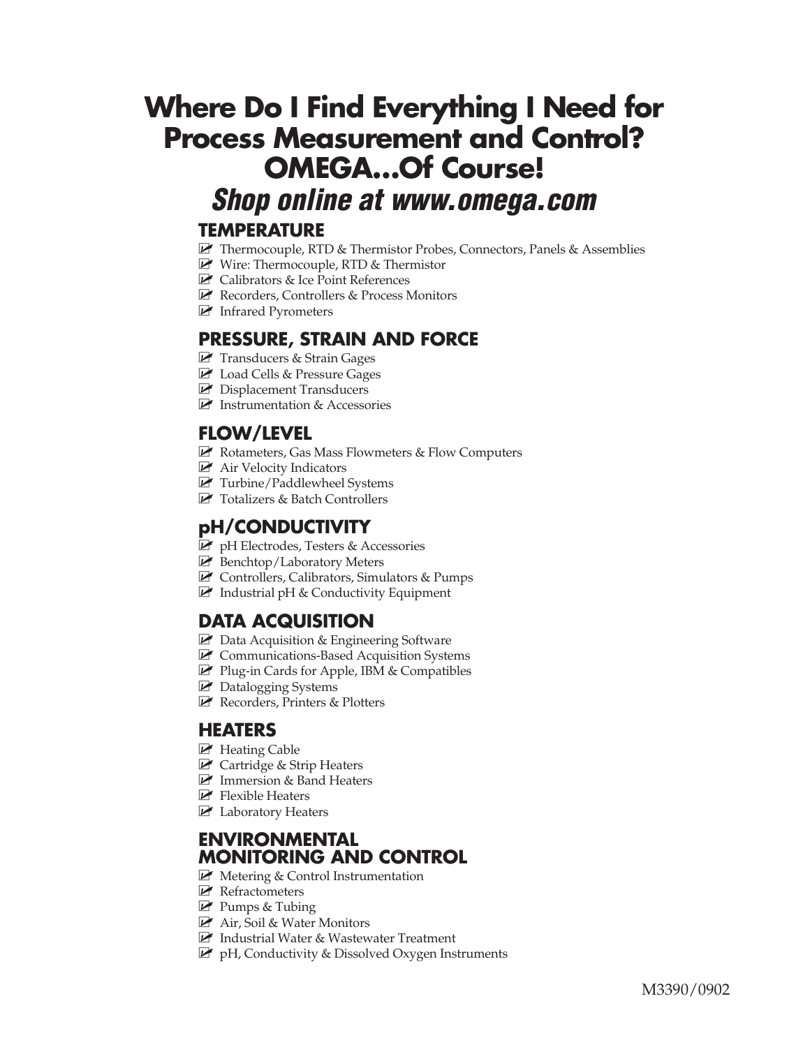# Where Do I Find Everything I Need for Process Measurement and Control? OMEGA...Of Course!

## *Shop online at www.omega.com*

### TEMPERATURE

- Thermocouple, RTD & Thermistor Probes, Connectors, Panels & Assemblies
- Wire: Thermocouple, RTD & Thermistor
- Calibrators & Ice Point References
- Recorders, Controllers & Process Monitors
- Infrared Pyrometers

### PRESSURE, STRAIN AND FORCE

- Transducers & Strain Gages
- Load Cells & Pressure Gages
- Displacement Transducers
- Instrumentation & Accessories

### FLOW/LEVEL

- Rotameters, Gas Mass Flowmeters & Flow Computers
- Air Velocity Indicators
- Turbine/Paddlewheel Systems
- Totalizers & Batch Controllers

### pH/CONDUCTIVITY

- pH Electrodes, Testers & Accessories
- Benchtop/Laboratory Meters
- Controllers, Calibrators, Simulators & Pumps
- Industrial pH & Conductivity Equipment

### DATA ACQUISITION

- Data Acquisition & Engineering Software
- Communications-Based Acquisition Systems
- Plug-in Cards for Apple, IBM & Compatibles
- Datalogging Systems
- Recorders, Printers & Plotters

### HEATERS

- Heating Cable
- Cartridge & Strip Heaters
- Immersion & Band Heaters
- Flexible Heaters
- Laboratory Heaters

### ENVIRONMENTAL MONITORING AND CONTROL

- Metering & Control Instrumentation
- Refractometers
- Pumps & Tubing
- Air, Soil & Water Monitors
- Industrial Water & Wastewater Treatment
- pH, Conductivity & Dissolved Oxygen Instruments

M3390/0902